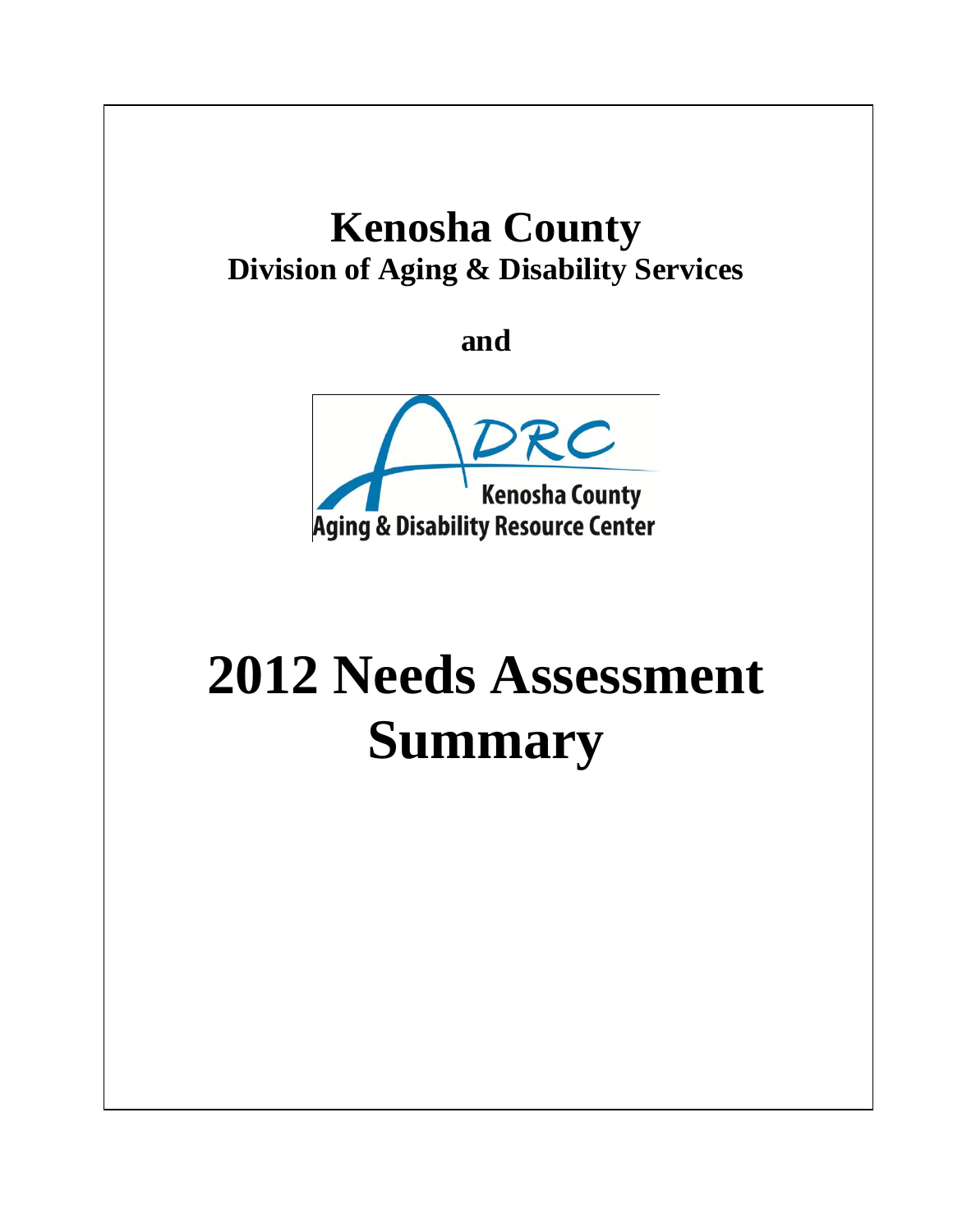# Kenosha County

## Division of Aging & Disability Services

and

ADRC

Kenosha County

Aging & Disability Resource Center

# 2012 Needs Assessment Summary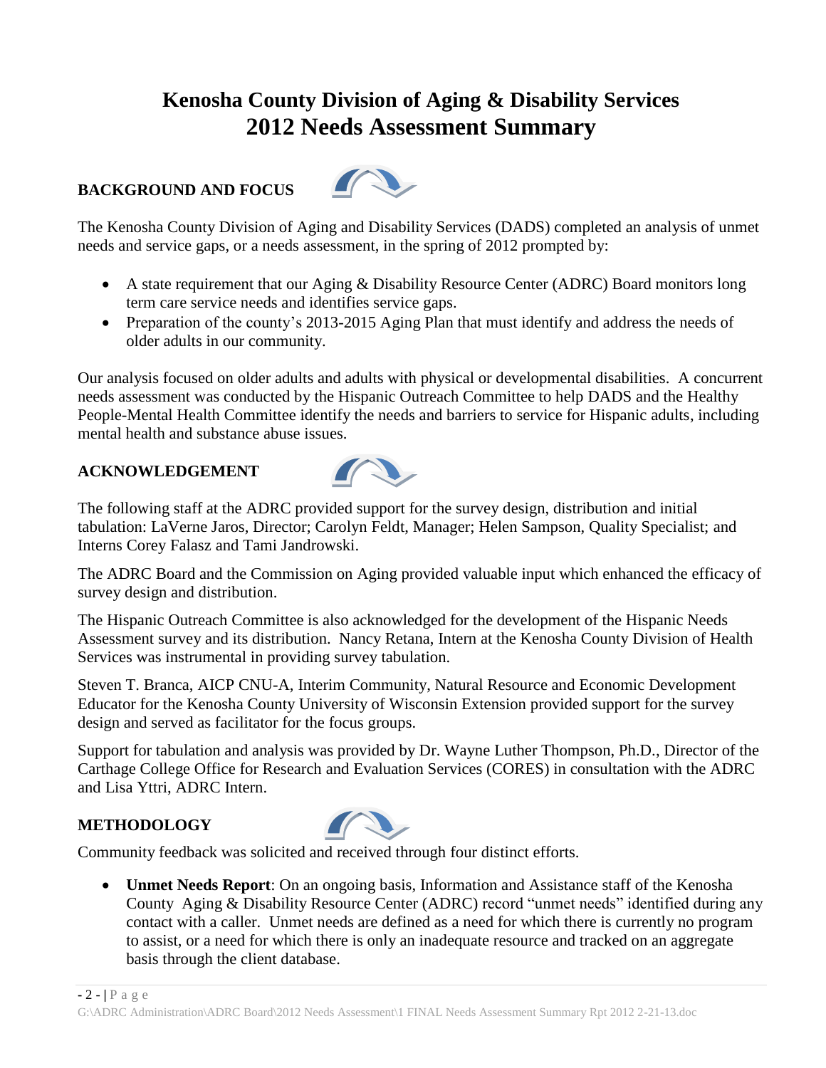# Kenosha County Division of Aging & Disability Services
# 2012 Needs Assessment Summary

## BACKGROUND AND FOCUS

The Kenosha County Division of Aging and Disability Services (DADS) completed an analysis of unmet needs and service gaps, or a needs assessment, in the spring of 2012 prompted by:

- A state requirement that our Aging & Disability Resource Center (ADRC) Board monitors long term care service needs and identifies service gaps.
- Preparation of the county's 2013-2015 Aging Plan that must identify and address the needs of older adults in our community.

Our analysis focused on older adults and adults with physical or developmental disabilities. A concurrent needs assessment was conducted by the Hispanic Outreach Committee to help DADS and the Healthy People-Mental Health Committee identify the needs and barriers to service for Hispanic adults, including mental health and substance abuse issues.

## ACKNOWLEDGEMENT

The following staff at the ADRC provided support for the survey design, distribution and initial tabulation: LaVerne Jaros, Director; Carolyn Feldt, Manager; Helen Sampson, Quality Specialist; and Interns Corey Falasz and Tami Jandrowski.

The ADRC Board and the Commission on Aging provided valuable input which enhanced the efficacy of survey design and distribution.

The Hispanic Outreach Committee is also acknowledged for the development of the Hispanic Needs Assessment survey and its distribution. Nancy Retana, Intern at the Kenosha County Division of Health Services was instrumental in providing survey tabulation.

Steven T. Branca, AICP CNU-A, Interim Community, Natural Resource and Economic Development Educator for the Kenosha County University of Wisconsin Extension provided support for the survey design and served as facilitator for the focus groups.

Support for tabulation and analysis was provided by Dr. Wayne Luther Thompson, Ph.D., Director of the Carthage College Office for Research and Evaluation Services (CORES) in consultation with the ADRC and Lisa Yttri, ADRC Intern.

## METHODOLOGY

Community feedback was solicited and received through four distinct efforts.

- **Unmet Needs Report**: On an ongoing basis, Information and Assistance staff of the Kenosha County Aging & Disability Resource Center (ADRC) record "unmet needs" identified during any contact with a caller. Unmet needs are defined as a need for which there is currently no program to assist, or a need for which there is only an inadequate resource and tracked on an aggregate basis through the client database.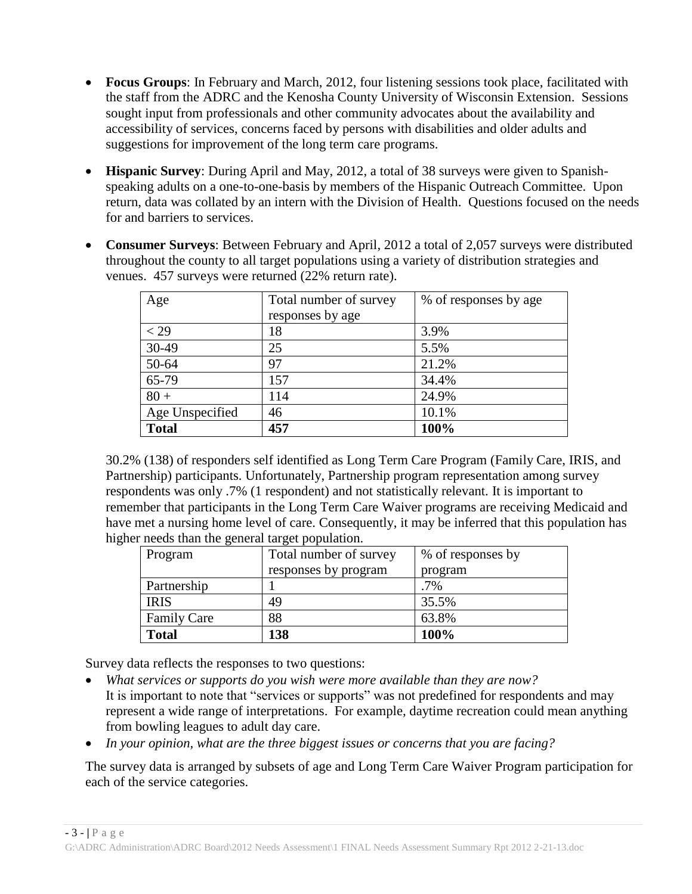- **Focus Groups**: In February and March, 2012, four listening sessions took place, facilitated with the staff from the ADRC and the Kenosha County University of Wisconsin Extension. Sessions sought input from professionals and other community advocates about the availability and accessibility of services, concerns faced by persons with disabilities and older adults and suggestions for improvement of the long term care programs.

- **Hispanic Survey**: During April and May, 2012, a total of 38 surveys were given to Spanish-speaking adults on a one-to-one-basis by members of the Hispanic Outreach Committee. Upon return, data was collated by an intern with the Division of Health. Questions focused on the needs for and barriers to services.

- **Consumer Surveys**: Between February and April, 2012 a total of 2,057 surveys were distributed throughout the county to all target populations using a variety of distribution strategies and venues. 457 surveys were returned (22% return rate).

| Age | Total number of survey responses by age | % of responses by age |
|---|---|---|
| < 29 | 18 | 3.9% |
| 30-49 | 25 | 5.5% |
| 50-64 | 97 | 21.2% |
| 65-79 | 157 | 34.4% |
| 80 + | 114 | 24.9% |
| Age Unspecified | 46 | 10.1% |
| **Total** | **457** | **100%** |

30.2% (138) of responders self identified as Long Term Care Program (Family Care, IRIS, and Partnership) participants. Unfortunately, Partnership program representation among survey respondents was only .7% (1 respondent) and not statistically relevant. It is important to remember that participants in the Long Term Care Waiver programs are receiving Medicaid and have met a nursing home level of care. Consequently, it may be inferred that this population has higher needs than the general target population.

| Program | Total number of survey responses by program | % of responses by program |
|---|---|---|
| Partnership | 1 | .7% |
| IRIS | 49 | 35.5% |
| Family Care | 88 | 63.8% |
| **Total** | **138** | **100%** |

Survey data reflects the responses to two questions:

- *What services or supports do you wish were more available than they are now?*
  It is important to note that "services or supports" was not predefined for respondents and may represent a wide range of interpretations. For example, daytime recreation could mean anything from bowling leagues to adult day care.
- *In your opinion, what are the three biggest issues or concerns that you are facing?*

The survey data is arranged by subsets of age and Long Term Care Waiver Program participation for each of the service categories.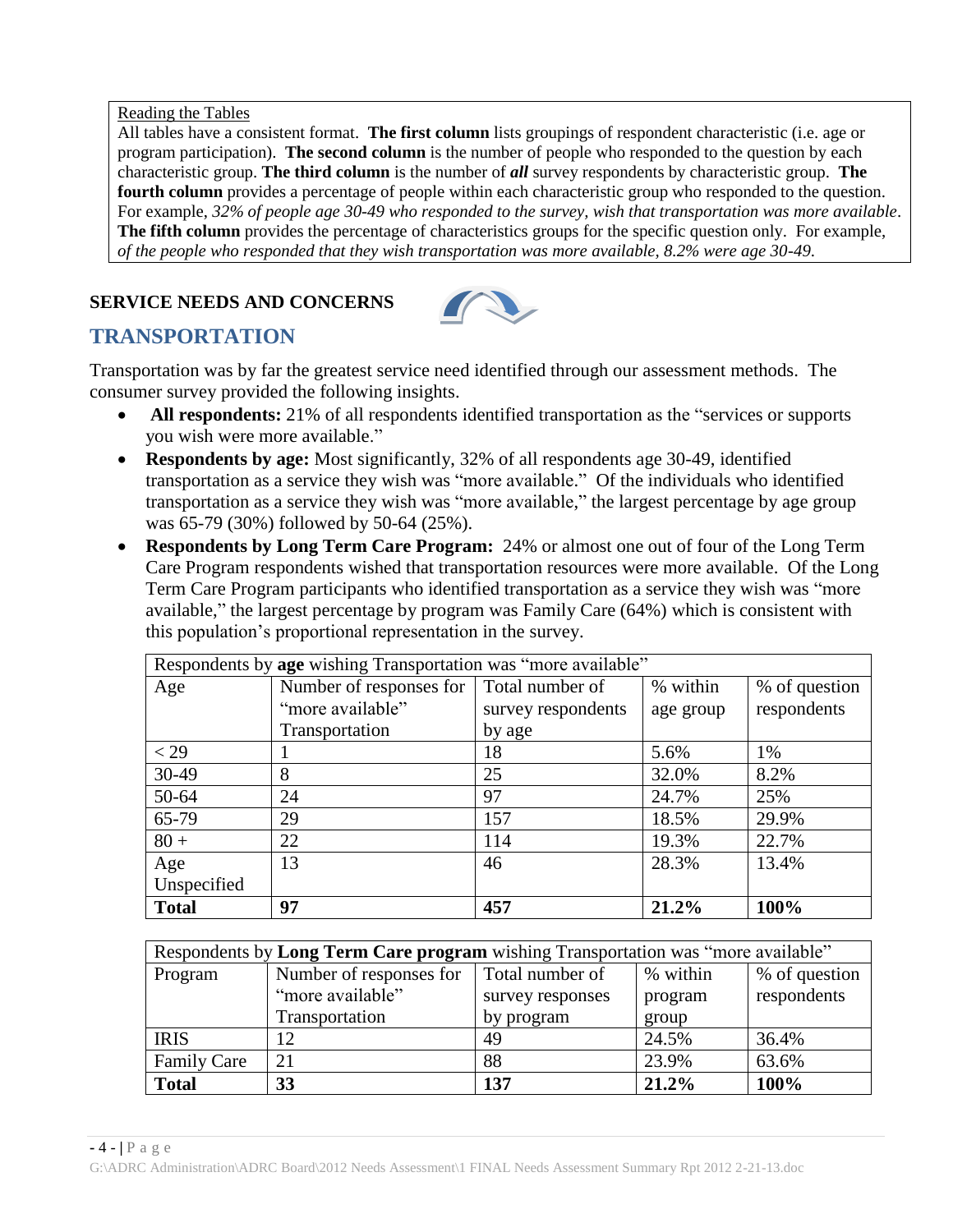Reading the Tables

All tables have a consistent format. **The first column** lists groupings of respondent characteristic (i.e. age or program participation). **The second column** is the number of people who responded to the question by each characteristic group. **The third column** is the number of ***all*** survey respondents by characteristic group. **The fourth column** provides a percentage of people within each characteristic group who responded to the question. For example, *32% of people age 30-49 who responded to the survey, wish that transportation was more available*. **The fifth column** provides the percentage of characteristics groups for the specific question only. For example, *of the people who responded that they wish transportation was more available, 8.2% were age 30-49.*

**SERVICE NEEDS AND CONCERNS**

## TRANSPORTATION

Transportation was by far the greatest service need identified through our assessment methods. The consumer survey provided the following insights.

- **All respondents:** 21% of all respondents identified transportation as the "services or supports you wish were more available."
- **Respondents by age:** Most significantly, 32% of all respondents age 30-49, identified transportation as a service they wish was "more available." Of the individuals who identified transportation as a service they wish was "more available," the largest percentage by age group was 65-79 (30%) followed by 50-64 (25%).
- **Respondents by Long Term Care Program:** 24% or almost one out of four of the Long Term Care Program respondents wished that transportation resources were more available. Of the Long Term Care Program participants who identified transportation as a service they wish was "more available," the largest percentage by program was Family Care (64%) which is consistent with this population's proportional representation in the survey.

Respondents by **age** wishing Transportation was "more available"

| Age | Number of responses for "more available" Transportation | Total number of survey respondents by age | % within age group | % of question respondents |
|---|---|---|---|---|
| < 29 | 1 | 18 | 5.6% | 1% |
| 30-49 | 8 | 25 | 32.0% | 8.2% |
| 50-64 | 24 | 97 | 24.7% | 25% |
| 65-79 | 29 | 157 | 18.5% | 29.9% |
| 80 + | 22 | 114 | 19.3% | 22.7% |
| Age Unspecified | 13 | 46 | 28.3% | 13.4% |
| **Total** | **97** | **457** | **21.2%** | **100%** |

Respondents by **Long Term Care program** wishing Transportation was "more available"

| Program | Number of responses for "more available" Transportation | Total number of survey responses by program | % within program group | % of question respondents |
|---|---|---|---|---|
| IRIS | 12 | 49 | 24.5% | 36.4% |
| Family Care | 21 | 88 | 23.9% | 63.6% |
| **Total** | **33** | **137** | **21.2%** | **100%** |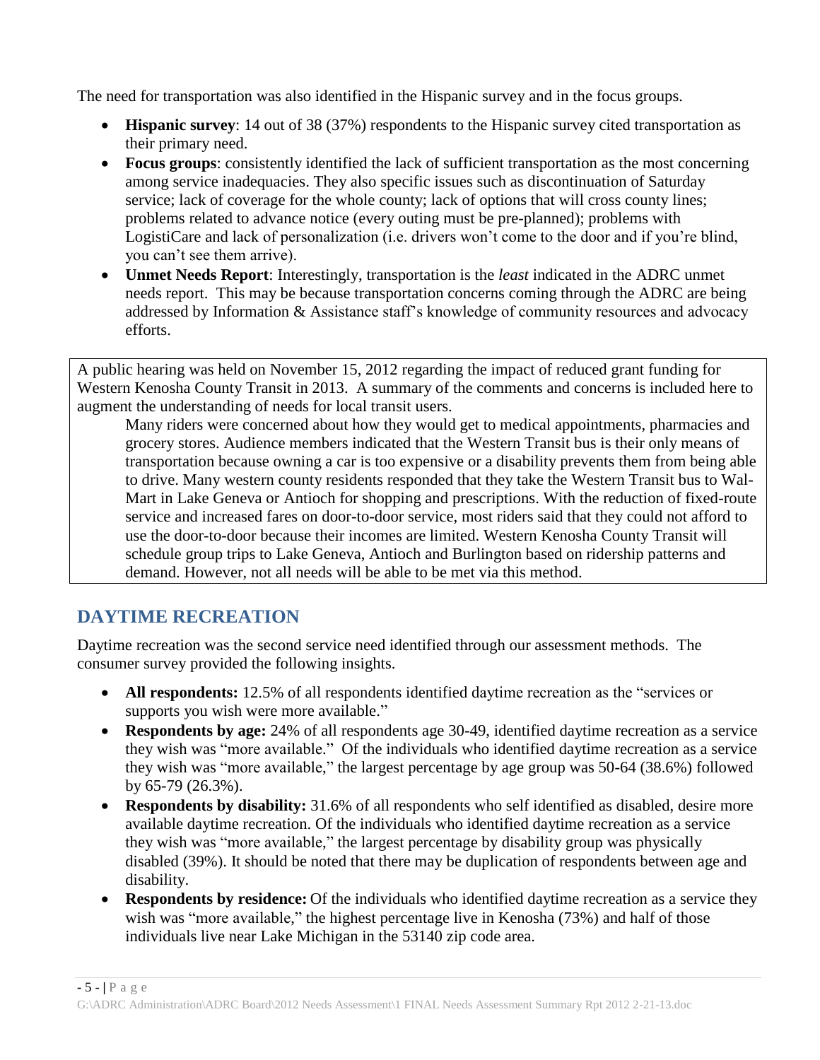The need for transportation was also identified in the Hispanic survey and in the focus groups.

- **Hispanic survey**: 14 out of 38 (37%) respondents to the Hispanic survey cited transportation as their primary need.
- **Focus groups**: consistently identified the lack of sufficient transportation as the most concerning among service inadequacies. They also specific issues such as discontinuation of Saturday service; lack of coverage for the whole county; lack of options that will cross county lines; problems related to advance notice (every outing must be pre-planned); problems with LogistiCare and lack of personalization (i.e. drivers won't come to the door and if you're blind, you can't see them arrive).
- **Unmet Needs Report**: Interestingly, transportation is the *least* indicated in the ADRC unmet needs report. This may be because transportation concerns coming through the ADRC are being addressed by Information & Assistance staff's knowledge of community resources and advocacy efforts.

A public hearing was held on November 15, 2012 regarding the impact of reduced grant funding for Western Kenosha County Transit in 2013. A summary of the comments and concerns is included here to augment the understanding of needs for local transit users.

> Many riders were concerned about how they would get to medical appointments, pharmacies and grocery stores. Audience members indicated that the Western Transit bus is their only means of transportation because owning a car is too expensive or a disability prevents them from being able to drive. Many western county residents responded that they take the Western Transit bus to Wal-Mart in Lake Geneva or Antioch for shopping and prescriptions. With the reduction of fixed-route service and increased fares on door-to-door service, most riders said that they could not afford to use the door-to-door because their incomes are limited. Western Kenosha County Transit will schedule group trips to Lake Geneva, Antioch and Burlington based on ridership patterns and demand. However, not all needs will be able to be met via this method.

## DAYTIME RECREATION

Daytime recreation was the second service need identified through our assessment methods. The consumer survey provided the following insights.

- **All respondents:** 12.5% of all respondents identified daytime recreation as the "services or supports you wish were more available."
- **Respondents by age:** 24% of all respondents age 30-49, identified daytime recreation as a service they wish was "more available." Of the individuals who identified daytime recreation as a service they wish was "more available," the largest percentage by age group was 50-64 (38.6%) followed by 65-79 (26.3%).
- **Respondents by disability:** 31.6% of all respondents who self identified as disabled, desire more available daytime recreation. Of the individuals who identified daytime recreation as a service they wish was "more available," the largest percentage by disability group was physically disabled (39%). It should be noted that there may be duplication of respondents between age and disability.
- **Respondents by residence:** Of the individuals who identified daytime recreation as a service they wish was "more available," the highest percentage live in Kenosha (73%) and half of those individuals live near Lake Michigan in the 53140 zip code area.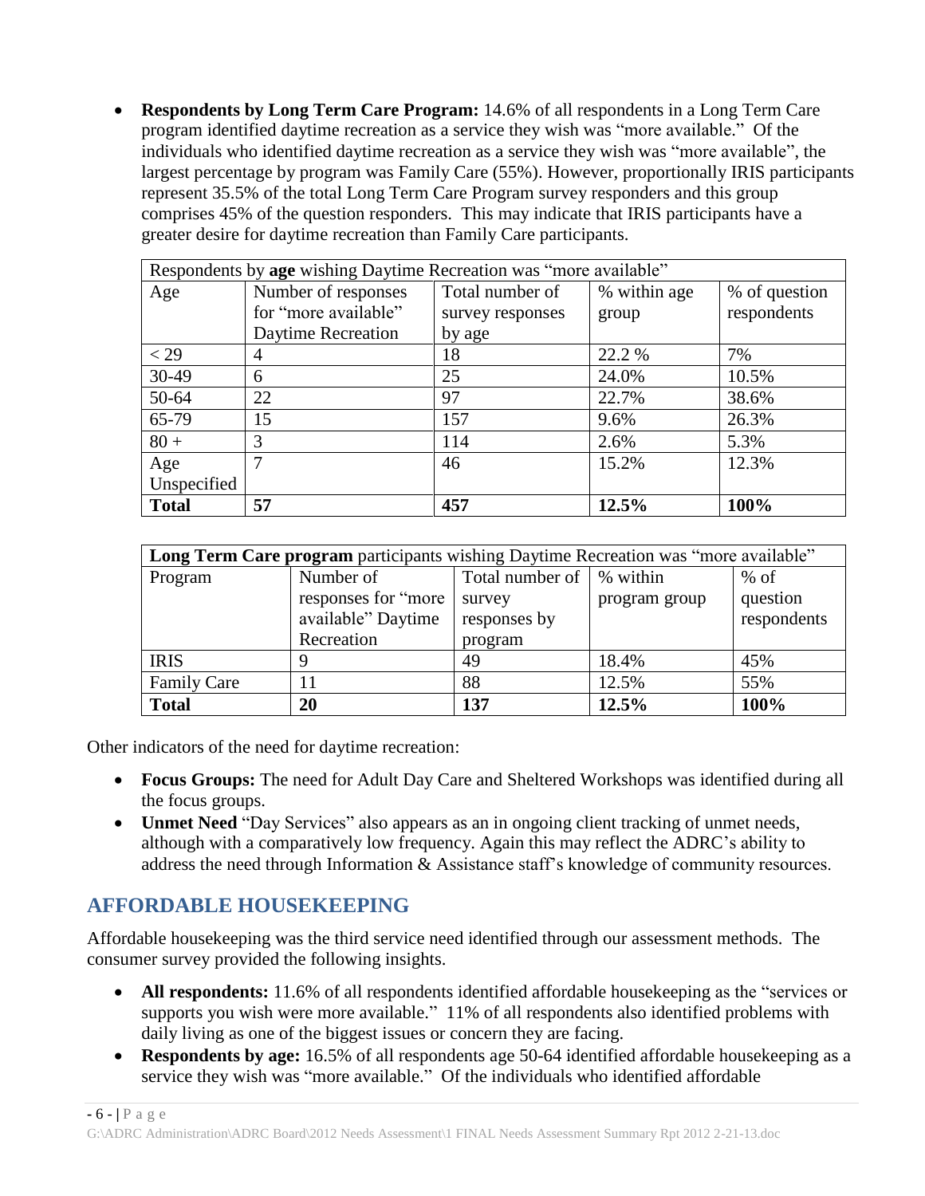- **Respondents by Long Term Care Program:** 14.6% of all respondents in a Long Term Care program identified daytime recreation as a service they wish was "more available." Of the individuals who identified daytime recreation as a service they wish was "more available", the largest percentage by program was Family Care (55%). However, proportionally IRIS participants represent 35.5% of the total Long Term Care Program survey responders and this group comprises 45% of the question responders. This may indicate that IRIS participants have a greater desire for daytime recreation than Family Care participants.

| Respondents by **age** wishing Daytime Recreation was "more available" | | | | |
|---|---|---|---|---|
| Age | Number of responses for "more available" Daytime Recreation | Total number of survey responses by age | % within age group | % of question respondents |
| < 29 | 4 | 18 | 22.2 % | 7% |
| 30-49 | 6 | 25 | 24.0% | 10.5% |
| 50-64 | 22 | 97 | 22.7% | 38.6% |
| 65-79 | 15 | 157 | 9.6% | 26.3% |
| 80 + | 3 | 114 | 2.6% | 5.3% |
| Age Unspecified | 7 | 46 | 15.2% | 12.3% |
| **Total** | **57** | **457** | **12.5%** | **100%** |

| **Long Term Care program** participants wishing Daytime Recreation was "more available" | | | | |
|---|---|---|---|---|
| Program | Number of responses for "more available" Daytime Recreation | Total number of survey responses by program | % within program group | % of question respondents |
| IRIS | 9 | 49 | 18.4% | 45% |
| Family Care | 11 | 88 | 12.5% | 55% |
| **Total** | **20** | **137** | **12.5%** | **100%** |

Other indicators of the need for daytime recreation:

- **Focus Groups:** The need for Adult Day Care and Sheltered Workshops was identified during all the focus groups.
- **Unmet Need** "Day Services" also appears as an in ongoing client tracking of unmet needs, although with a comparatively low frequency. Again this may reflect the ADRC's ability to address the need through Information & Assistance staff's knowledge of community resources.

## AFFORDABLE HOUSEKEEPING

Affordable housekeeping was the third service need identified through our assessment methods. The consumer survey provided the following insights.

- **All respondents:** 11.6% of all respondents identified affordable housekeeping as the "services or supports you wish were more available." 11% of all respondents also identified problems with daily living as one of the biggest issues or concern they are facing.
- **Respondents by age:** 16.5% of all respondents age 50-64 identified affordable housekeeping as a service they wish was "more available." Of the individuals who identified affordable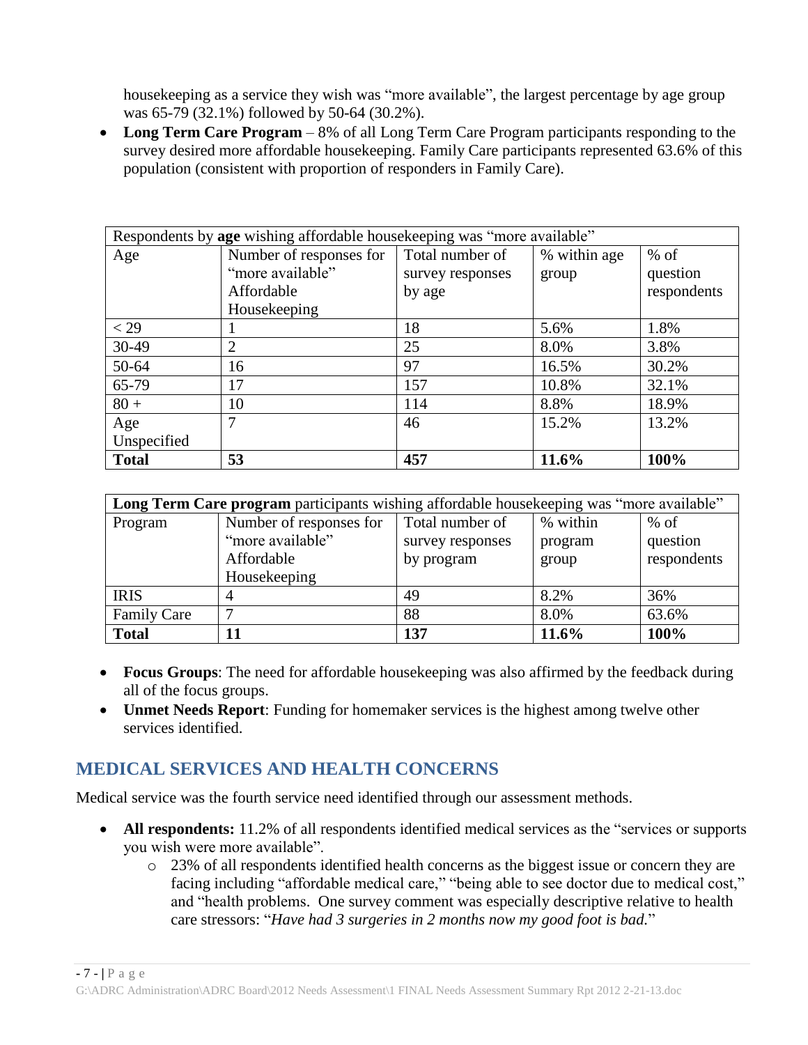housekeeping as a service they wish was "more available", the largest percentage by age group was 65-79 (32.1%) followed by 50-64 (30.2%).

- **Long Term Care Program** – 8% of all Long Term Care Program participants responding to the survey desired more affordable housekeeping. Family Care participants represented 63.6% of this population (consistent with proportion of responders in Family Care).

| Respondents by **age** wishing affordable housekeeping was "more available" | | | | |
|---|---|---|---|---|
| Age | Number of responses for "more available" Affordable Housekeeping | Total number of survey responses by age | % within age group | % of question respondents |
| < 29 | 1 | 18 | 5.6% | 1.8% |
| 30-49 | 2 | 25 | 8.0% | 3.8% |
| 50-64 | 16 | 97 | 16.5% | 30.2% |
| 65-79 | 17 | 157 | 10.8% | 32.1% |
| 80 + | 10 | 114 | 8.8% | 18.9% |
| Age Unspecified | 7 | 46 | 15.2% | 13.2% |
| **Total** | **53** | **457** | **11.6%** | **100%** |

| **Long Term Care program** participants wishing affordable housekeeping was "more available" | | | | |
|---|---|---|---|---|
| Program | Number of responses for "more available" Affordable Housekeeping | Total number of survey responses by program | % within program group | % of question respondents |
| IRIS | 4 | 49 | 8.2% | 36% |
| Family Care | 7 | 88 | 8.0% | 63.6% |
| **Total** | **11** | **137** | **11.6%** | **100%** |

- **Focus Groups**: The need for affordable housekeeping was also affirmed by the feedback during all of the focus groups.
- **Unmet Needs Report**: Funding for homemaker services is the highest among twelve other services identified.

## MEDICAL SERVICES AND HEALTH CONCERNS

Medical service was the fourth service need identified through our assessment methods.

- **All respondents:** 11.2% of all respondents identified medical services as the "services or supports you wish were more available".
  - 23% of all respondents identified health concerns as the biggest issue or concern they are facing including "affordable medical care," "being able to see doctor due to medical cost," and "health problems. One survey comment was especially descriptive relative to health care stressors: "*Have had 3 surgeries in 2 months now my good foot is bad.*"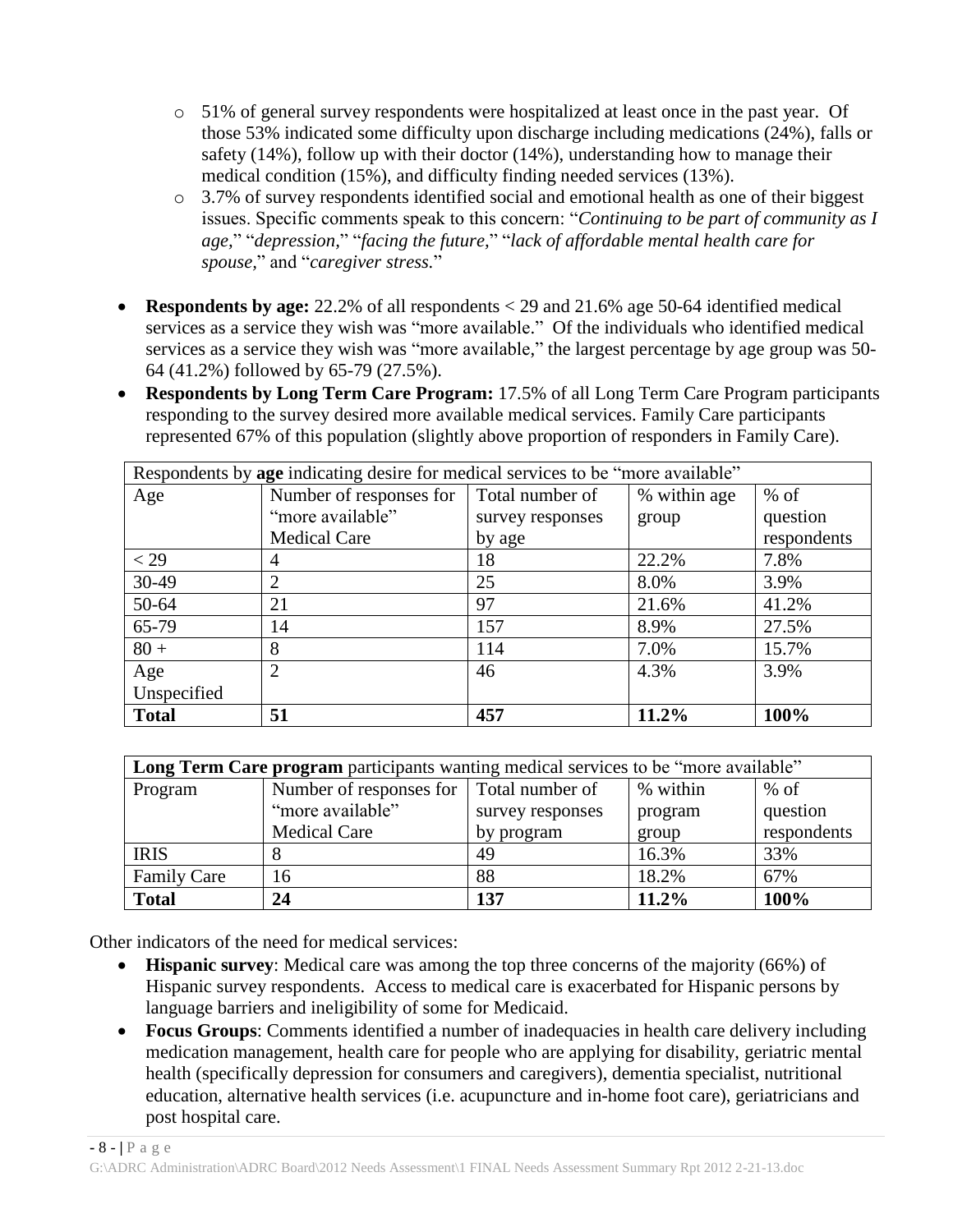- 51% of general survey respondents were hospitalized at least once in the past year. Of those 53% indicated some difficulty upon discharge including medications (24%), falls or safety (14%), follow up with their doctor (14%), understanding how to manage their medical condition (15%), and difficulty finding needed services (13%).
    - 3.7% of survey respondents identified social and emotional health as one of their biggest issues. Specific comments speak to this concern: "*Continuing to be part of community as I age,*" "*depression,*" "*facing the future,*" "*lack of affordable mental health care for spouse,*" and "*caregiver stress.*"

- **Respondents by age:** 22.2% of all respondents < 29 and 21.6% age 50-64 identified medical services as a service they wish was "more available." Of the individuals who identified medical services as a service they wish was "more available," the largest percentage by age group was 50-64 (41.2%) followed by 65-79 (27.5%).
- **Respondents by Long Term Care Program:** 17.5% of all Long Term Care Program participants responding to the survey desired more available medical services. Family Care participants represented 67% of this population (slightly above proportion of responders in Family Care).

| Respondents by **age** indicating desire for medical services to be "more available" | | | | |
|---|---|---|---|---|
| Age | Number of responses for "more available" Medical Care | Total number of survey responses by age | % within age group | % of question respondents |
| < 29 | 4 | 18 | 22.2% | 7.8% |
| 30-49 | 2 | 25 | 8.0% | 3.9% |
| 50-64 | 21 | 97 | 21.6% | 41.2% |
| 65-79 | 14 | 157 | 8.9% | 27.5% |
| 80 + | 8 | 114 | 7.0% | 15.7% |
| Age Unspecified | 2 | 46 | 4.3% | 3.9% |
| **Total** | **51** | **457** | **11.2%** | **100%** |

| **Long Term Care program** participants wanting medical services to be "more available" | | | | |
|---|---|---|---|---|
| Program | Number of responses for "more available" Medical Care | Total number of survey responses by program | % within program group | % of question respondents |
| IRIS | 8 | 49 | 16.3% | 33% |
| Family Care | 16 | 88 | 18.2% | 67% |
| **Total** | **24** | **137** | **11.2%** | **100%** |

Other indicators of the need for medical services:

- **Hispanic survey**: Medical care was among the top three concerns of the majority (66%) of Hispanic survey respondents. Access to medical care is exacerbated for Hispanic persons by language barriers and ineligibility of some for Medicaid.
- **Focus Groups**: Comments identified a number of inadequacies in health care delivery including medication management, health care for people who are applying for disability, geriatric mental health (specifically depression for consumers and caregivers), dementia specialist, nutritional education, alternative health services (i.e. acupuncture and in-home foot care), geriatricians and post hospital care.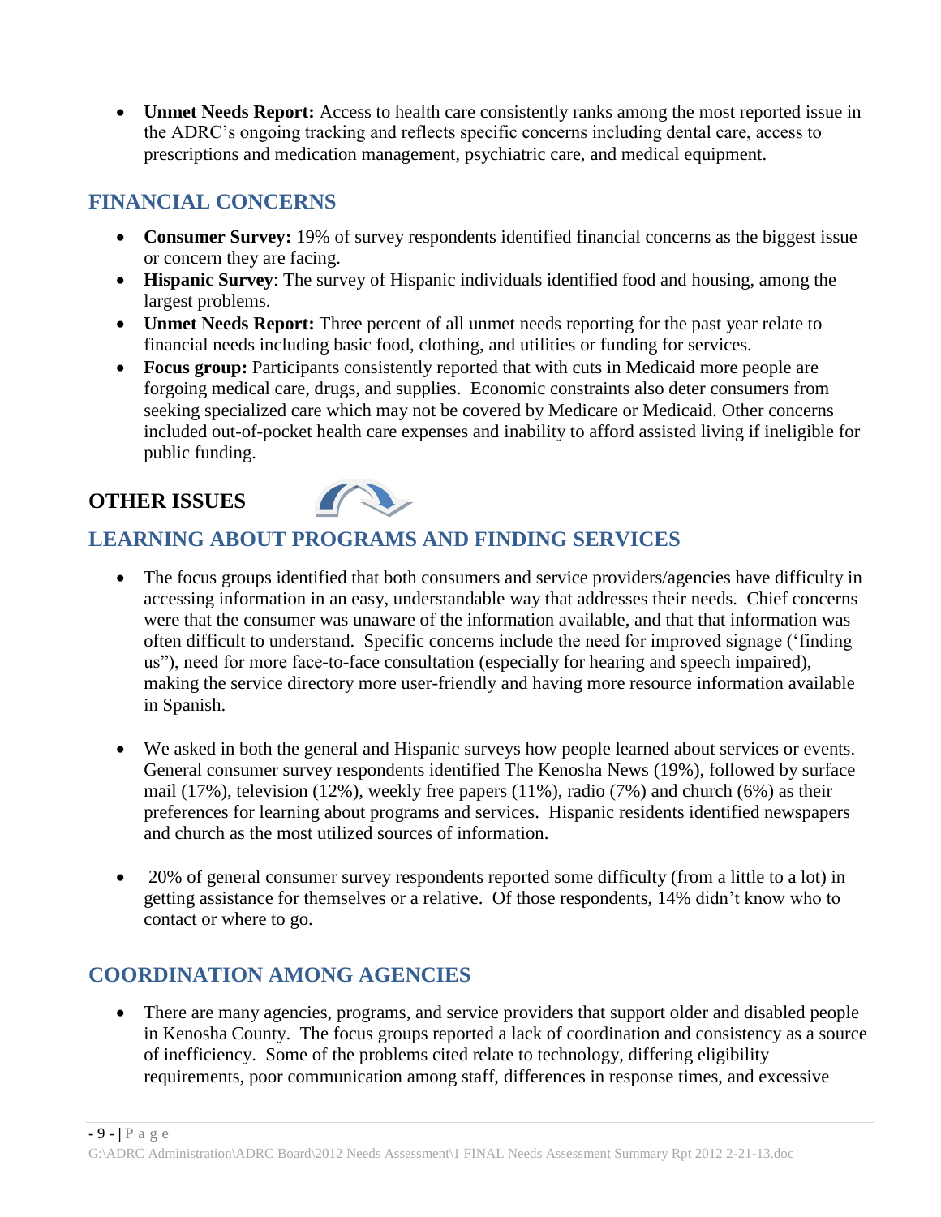- **Unmet Needs Report:** Access to health care consistently ranks among the most reported issue in the ADRC's ongoing tracking and reflects specific concerns including dental care, access to prescriptions and medication management, psychiatric care, and medical equipment.

## FINANCIAL CONCERNS

- **Consumer Survey:** 19% of survey respondents identified financial concerns as the biggest issue or concern they are facing.
- **Hispanic Survey**: The survey of Hispanic individuals identified food and housing, among the largest problems.
- **Unmet Needs Report:** Three percent of all unmet needs reporting for the past year relate to financial needs including basic food, clothing, and utilities or funding for services.
- **Focus group:** Participants consistently reported that with cuts in Medicaid more people are forgoing medical care, drugs, and supplies. Economic constraints also deter consumers from seeking specialized care which may not be covered by Medicare or Medicaid. Other concerns included out-of-pocket health care expenses and inability to afford assisted living if ineligible for public funding.

# OTHER ISSUES

## LEARNING ABOUT PROGRAMS AND FINDING SERVICES

- The focus groups identified that both consumers and service providers/agencies have difficulty in accessing information in an easy, understandable way that addresses their needs. Chief concerns were that the consumer was unaware of the information available, and that that information was often difficult to understand. Specific concerns include the need for improved signage ('finding us"), need for more face-to-face consultation (especially for hearing and speech impaired), making the service directory more user-friendly and having more resource information available in Spanish.

- We asked in both the general and Hispanic surveys how people learned about services or events. General consumer survey respondents identified The Kenosha News (19%), followed by surface mail (17%), television (12%), weekly free papers (11%), radio (7%) and church (6%) as their preferences for learning about programs and services. Hispanic residents identified newspapers and church as the most utilized sources of information.

- 20% of general consumer survey respondents reported some difficulty (from a little to a lot) in getting assistance for themselves or a relative. Of those respondents, 14% didn't know who to contact or where to go.

## COORDINATION AMONG AGENCIES

- There are many agencies, programs, and service providers that support older and disabled people in Kenosha County. The focus groups reported a lack of coordination and consistency as a source of inefficiency. Some of the problems cited relate to technology, differing eligibility requirements, poor communication among staff, differences in response times, and excessive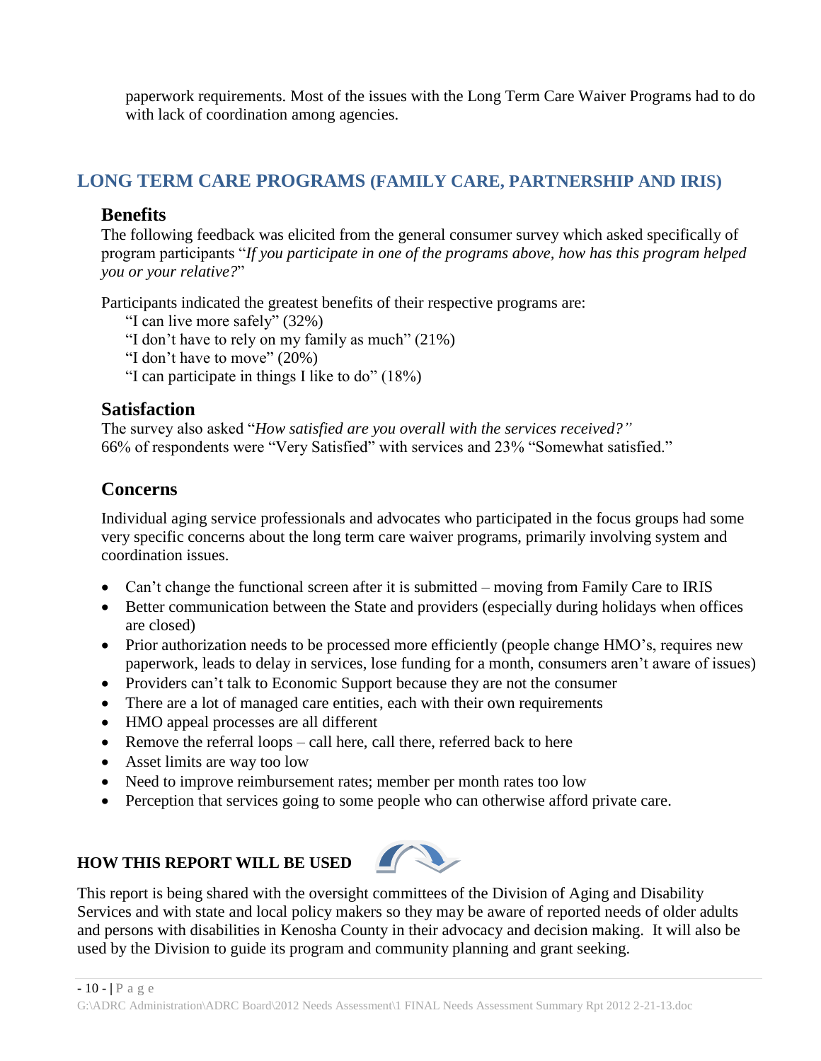paperwork requirements. Most of the issues with the Long Term Care Waiver Programs had to do with lack of coordination among agencies.

## LONG TERM CARE PROGRAMS (FAMILY CARE, PARTNERSHIP AND IRIS)

### Benefits

The following feedback was elicited from the general consumer survey which asked specifically of program participants "*If you participate in one of the programs above, how has this program helped you or your relative?*"

Participants indicated the greatest benefits of their respective programs are:

"I can live more safely" (32%)
"I don't have to rely on my family as much" (21%)
"I don't have to move" (20%)
"I can participate in things I like to do" (18%)

### Satisfaction

The survey also asked "*How satisfied are you overall with the services received?*"
66% of respondents were "Very Satisfied" with services and 23% "Somewhat satisfied."

### Concerns

Individual aging service professionals and advocates who participated in the focus groups had some very specific concerns about the long term care waiver programs, primarily involving system and coordination issues.

- Can't change the functional screen after it is submitted – moving from Family Care to IRIS
- Better communication between the State and providers (especially during holidays when offices are closed)
- Prior authorization needs to be processed more efficiently (people change HMO's, requires new paperwork, leads to delay in services, lose funding for a month, consumers aren't aware of issues)
- Providers can't talk to Economic Support because they are not the consumer
- There are a lot of managed care entities, each with their own requirements
- HMO appeal processes are all different
- Remove the referral loops – call here, call there, referred back to here
- Asset limits are way too low
- Need to improve reimbursement rates; member per month rates too low
- Perception that services going to some people who can otherwise afford private care.

## HOW THIS REPORT WILL BE USED

This report is being shared with the oversight committees of the Division of Aging and Disability Services and with state and local policy makers so they may be aware of reported needs of older adults and persons with disabilities in Kenosha County in their advocacy and decision making. It will also be used by the Division to guide its program and community planning and grant seeking.